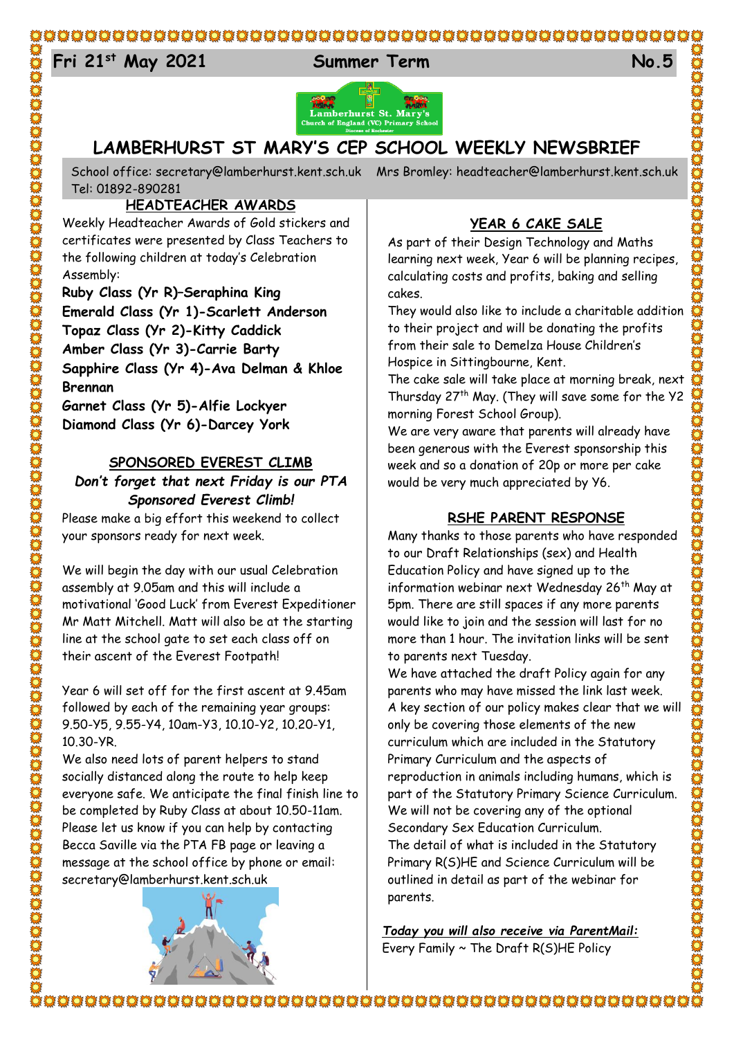**Fri 21st May 2021** **Summer Term** **No.5**

# LAMBERHURST ST MARY'S CEP SCHOOL WEEKLY NEWSBRIEF

School office: secretary@lamberhurst.kent.sch.uk Mrs Bromley: headteacher@lamberhurst.kent.sch.uk Tel: 01892-890281

## HEADTEACHER AWARDS

Weekly Headteacher Awards of Gold stickers and certificates were presented by Class Teachers to the following children at today's Celebration Assembly:

**Ruby Class (Yr R)–Seraphina King**
**Emerald Class (Yr 1)-Scarlett Anderson**
**Topaz Class (Yr 2)-Kitty Caddick**
**Amber Class (Yr 3)-Carrie Barty**
**Sapphire Class (Yr 4)-Ava Delman & Khloe Brennan**
**Garnet Class (Yr 5)-Alfie Lockyer**
**Diamond Class (Yr 6)-Darcey York**

## SPONSORED EVEREST CLIMB

***Don't forget that next Friday is our PTA Sponsored Everest Climb!***

Please make a big effort this weekend to collect your sponsors ready for next week.

We will begin the day with our usual Celebration assembly at 9.05am and this will include a motivational 'Good Luck' from Everest Expeditioner Mr Matt Mitchell. Matt will also be at the starting line at the school gate to set each class off on their ascent of the Everest Footpath!

Year 6 will set off for the first ascent at 9.45am followed by each of the remaining year groups: 9.50-Y5, 9.55-Y4, 10am-Y3, 10.10-Y2, 10.20-Y1, 10.30-YR.

We also need lots of parent helpers to stand socially distanced along the route to help keep everyone safe. We anticipate the final finish line to be completed by Ruby Class at about 10.50-11am. Please let us know if you can help by contacting Becca Saville via the PTA FB page or leaving a message at the school office by phone or email: secretary@lamberhurst.kent.sch.uk

## YEAR 6 CAKE SALE

As part of their Design Technology and Maths learning next week, Year 6 will be planning recipes, calculating costs and profits, baking and selling cakes.

They would also like to include a charitable addition to their project and will be donating the profits from their sale to Demelza House Children's Hospice in Sittingbourne, Kent.

The cake sale will take place at morning break, next Thursday 27th May. (They will save some for the Y2 morning Forest School Group).

We are very aware that parents will already have been generous with the Everest sponsorship this week and so a donation of 20p or more per cake would be very much appreciated by Y6.

## RSHE PARENT RESPONSE

Many thanks to those parents who have responded to our Draft Relationships (sex) and Health Education Policy and have signed up to the information webinar next Wednesday 26th May at 5pm. There are still spaces if any more parents would like to join and the session will last for no more than 1 hour. The invitation links will be sent to parents next Tuesday.

We have attached the draft Policy again for any parents who may have missed the link last week.

A key section of our policy makes clear that we will only be covering those elements of the new curriculum which are included in the Statutory Primary Curriculum and the aspects of reproduction in animals including humans, which is part of the Statutory Primary Science Curriculum. We will not be covering any of the optional Secondary Sex Education Curriculum.

The detail of what is included in the Statutory Primary R(S)HE and Science Curriculum will be outlined in detail as part of the webinar for parents.

***Today you will also receive via ParentMail:***

Every Family ~ The Draft R(S)HE Policy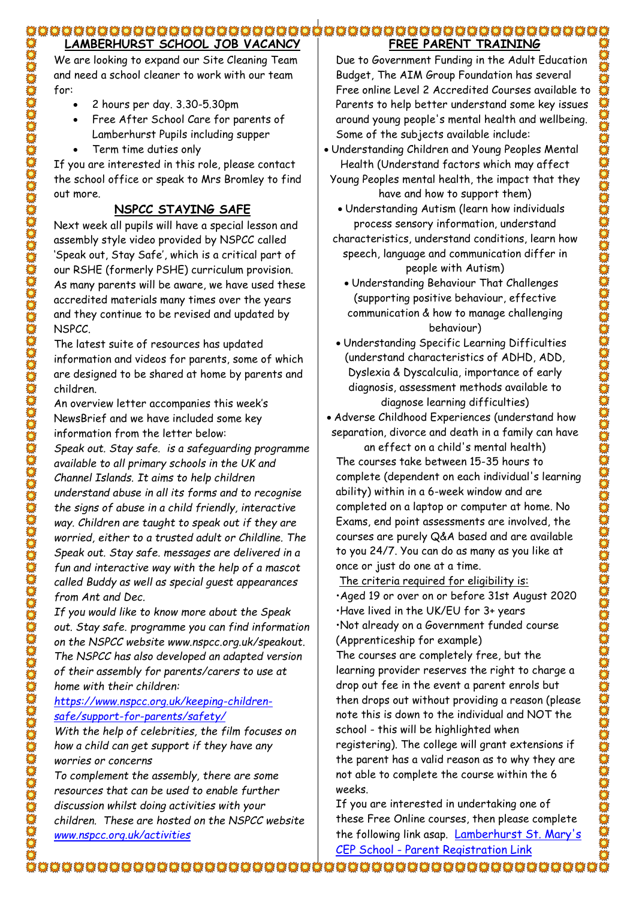## LAMBERHURST SCHOOL JOB VACANCY

We are looking to expand our Site Cleaning Team and need a school cleaner to work with our team for:

- 2 hours per day. 3.30-5.30pm
- Free After School Care for parents of Lamberhurst Pupils including supper
- Term time duties only

If you are interested in this role, please contact the school office or speak to Mrs Bromley to find out more.

## NSPCC STAYING SAFE

Next week all pupils will have a special lesson and assembly style video provided by NSPCC called 'Speak out, Stay Safe', which is a critical part of our RSHE (formerly PSHE) curriculum provision. As many parents will be aware, we have used these accredited materials many times over the years and they continue to be revised and updated by NSPCC.

The latest suite of resources has updated information and videos for parents, some of which are designed to be shared at home by parents and children.

An overview letter accompanies this week's NewsBrief and we have included some key information from the letter below:

*Speak out. Stay safe. is a safeguarding programme available to all primary schools in the UK and Channel Islands. It aims to help children understand abuse in all its forms and to recognise the signs of abuse in a child friendly, interactive way. Children are taught to speak out if they are worried, either to a trusted adult or Childline. The Speak out. Stay safe. messages are delivered in a fun and interactive way with the help of a mascot called Buddy as well as special guest appearances from Ant and Dec.*

*If you would like to know more about the Speak out. Stay safe. programme you can find information on the NSPCC website www.nspcc.org.uk/speakout. The NSPCC has also developed an adapted version of their assembly for parents/carers to use at home with their children:*

[*https://www.nspcc.org.uk/keeping-children-safe/support-for-parents/safety/*](https://www.nspcc.org.uk/keeping-children-safe/support-for-parents/safety/)

*With the help of celebrities, the film focuses on how a child can get support if they have any worries or concerns*

*To complement the assembly, there are some resources that can be used to enable further discussion whilst doing activities with your children. These are hosted on the NSPCC website* [*www.nspcc.org.uk/activities*](www.nspcc.org.uk/activities)

## FREE PARENT TRAINING

Due to Government Funding in the Adult Education Budget, The AIM Group Foundation has several Free online Level 2 Accredited Courses available to Parents to help better understand some key issues around young people's mental health and wellbeing. Some of the subjects available include:

- Understanding Children and Young Peoples Mental Health (Understand factors which may affect Young Peoples mental health, the impact that they have and how to support them)
- Understanding Autism (learn how individuals process sensory information, understand characteristics, understand conditions, learn how speech, language and communication differ in people with Autism)
- Understanding Behaviour That Challenges (supporting positive behaviour, effective communication & how to manage challenging behaviour)
- Understanding Specific Learning Difficulties (understand characteristics of ADHD, ADD, Dyslexia & Dyscalculia, importance of early diagnosis, assessment methods available to diagnose learning difficulties)
- Adverse Childhood Experiences (understand how separation, divorce and death in a family can have an effect on a child's mental health)

The courses take between 15-35 hours to complete (dependent on each individual's learning ability) within in a 6-week window and are completed on a laptop or computer at home. No Exams, end point assessments are involved, the courses are purely Q&A based and are available to you 24/7. You can do as many as you like at once or just do one at a time.

<u>The criteria required for eligibility is:</u>

- •Aged 19 or over on or before 31st August 2020
- •Have lived in the UK/EU for 3+ years
- •Not already on a Government funded course (Apprenticeship for example)

The courses are completely free, but the learning provider reserves the right to charge a drop out fee in the event a parent enrols but then drops out without providing a reason (please note this is down to the individual and NOT the school - this will be highlighted when registering). The college will grant extensions if the parent has a valid reason as to why they are not able to complete the course within the 6 weeks.

If you are interested in undertaking one of these Free Online courses, then please complete the following link asap. <u>Lamberhurst St. Mary's CEP School - Parent Registration Link</u>